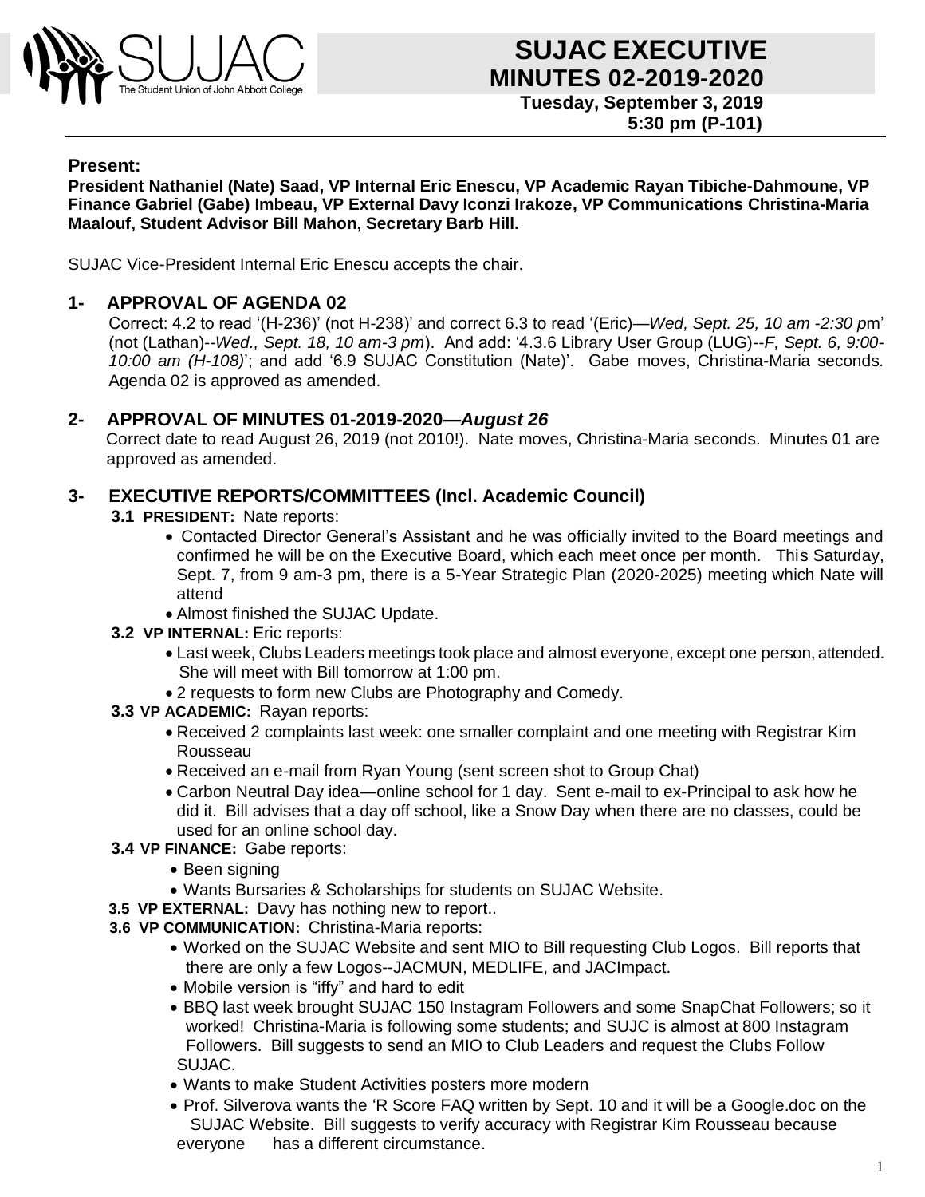# SUJAC EXECUTIVE MINUTES 02-2019-2020

**Tuesday, September 3, 2019**
**5:30 pm (P-101)**

**Present:**

**President Nathaniel (Nate) Saad, VP Internal Eric Enescu, VP Academic Rayan Tibiche-Dahmoune, VP Finance Gabriel (Gabe) Imbeau, VP External Davy Iconzi Irakoze, VP Communications Christina-Maria Maalouf, Student Advisor Bill Mahon, Secretary Barb Hill.**

SUJAC Vice-President Internal Eric Enescu accepts the chair.

## 1- APPROVAL OF AGENDA 02

Correct: 4.2 to read '(H-236)' (not H-238)' and correct 6.3 to read '(Eric)—*Wed, Sept. 25, 10 am -2:30 p*m' (not (Lathan)--*Wed., Sept. 18, 10 am-3 pm*). And add: '4.3.6 Library User Group (LUG)--*F, Sept. 6, 9:00-10:00 am (H-108)*'; and add '6.9 SUJAC Constitution (Nate)'. Gabe moves, Christina-Maria seconds. Agenda 02 is approved as amended.

## 2- APPROVAL OF MINUTES 01-2019-2020—*August 26*

Correct date to read August 26, 2019 (not 2010!). Nate moves, Christina-Maria seconds. Minutes 01 are approved as amended.

## 3- EXECUTIVE REPORTS/COMMITTEES (Incl. Academic Council)

**3.1 PRESIDENT:** Nate reports:

- Contacted Director General's Assistant and he was officially invited to the Board meetings and confirmed he will be on the Executive Board, which each meet once per month. This Saturday, Sept. 7, from 9 am-3 pm, there is a 5-Year Strategic Plan (2020-2025) meeting which Nate will attend
- Almost finished the SUJAC Update.

**3.2 VP INTERNAL:** Eric reports:

- Last week, Clubs Leaders meetings took place and almost everyone, except one person, attended. She will meet with Bill tomorrow at 1:00 pm.
- 2 requests to form new Clubs are Photography and Comedy.

**3.3 VP ACADEMIC:** Rayan reports:

- Received 2 complaints last week: one smaller complaint and one meeting with Registrar Kim Rousseau
- Received an e-mail from Ryan Young (sent screen shot to Group Chat)
- Carbon Neutral Day idea—online school for 1 day. Sent e-mail to ex-Principal to ask how he did it. Bill advises that a day off school, like a Snow Day when there are no classes, could be used for an online school day.

**3.4 VP FINANCE:** Gabe reports:

- Been signing
- Wants Bursaries & Scholarships for students on SUJAC Website.

**3.5 VP EXTERNAL:** Davy has nothing new to report..

**3.6 VP COMMUNICATION:** Christina-Maria reports:

- Worked on the SUJAC Website and sent MIO to Bill requesting Club Logos. Bill reports that there are only a few Logos--JACMUN, MEDLIFE, and JACImpact.
- Mobile version is "iffy" and hard to edit
- BBQ last week brought SUJAC 150 Instagram Followers and some SnapChat Followers; so it worked! Christina-Maria is following some students; and SUJC is almost at 800 Instagram Followers. Bill suggests to send an MIO to Club Leaders and request the Clubs Follow SUJAC.
- Wants to make Student Activities posters more modern
- Prof. Silverova wants the 'R Score FAQ written by Sept. 10 and it will be a Google.doc on the SUJAC Website. Bill suggests to verify accuracy with Registrar Kim Rousseau because everyone has a different circumstance.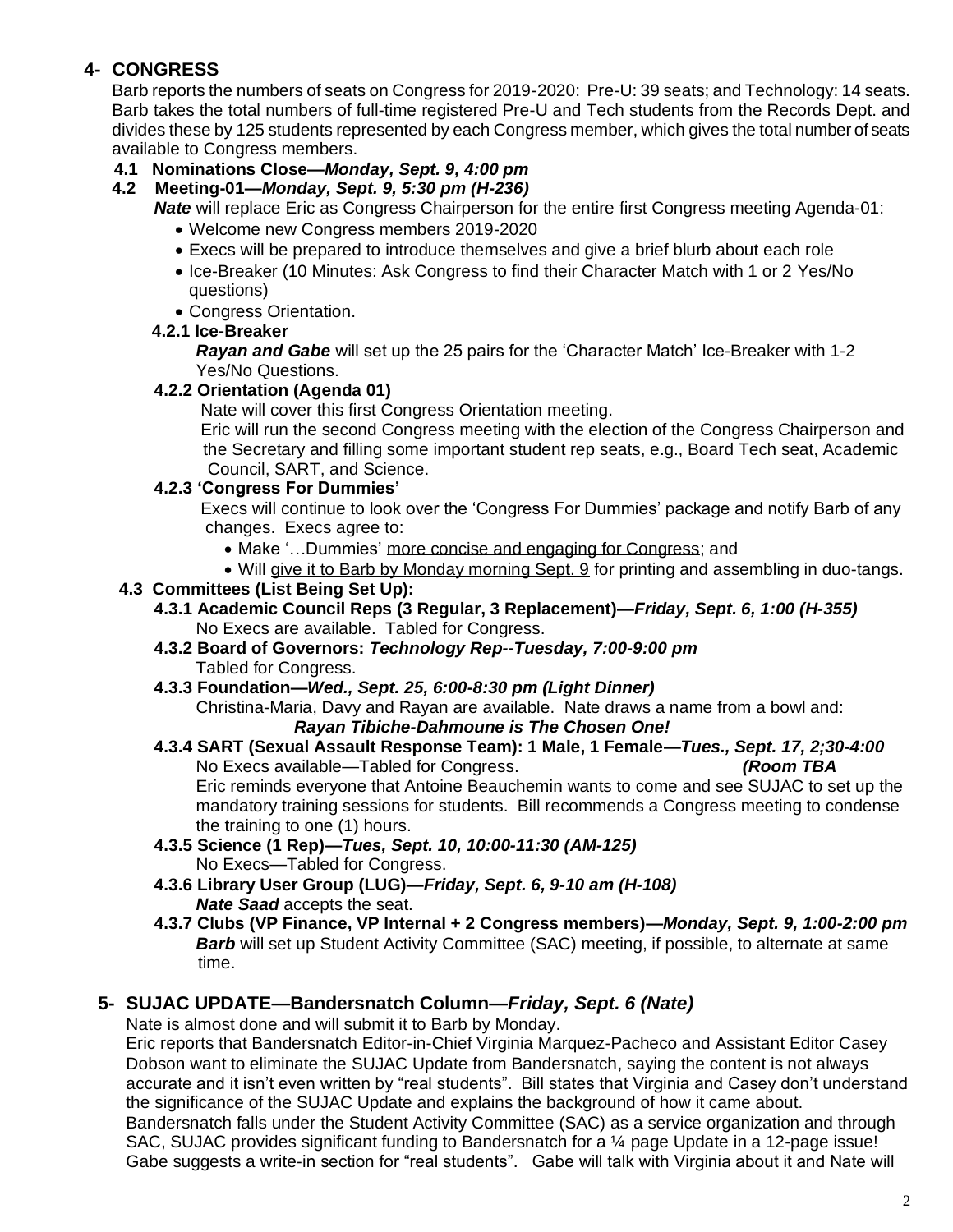## 4- CONGRESS

Barb reports the numbers of seats on Congress for 2019-2020: Pre-U: 39 seats; and Technology: 14 seats. Barb takes the total numbers of full-time registered Pre-U and Tech students from the Records Dept. and divides these by 125 students represented by each Congress member, which gives the total number of seats available to Congress members.

### 4.1 Nominations Close—*Monday, Sept. 9, 4:00 pm*

### 4.2 Meeting-01—*Monday, Sept. 9, 5:30 pm (H-236)*

***Nate*** will replace Eric as Congress Chairperson for the entire first Congress meeting Agenda-01:

- Welcome new Congress members 2019-2020
- Execs will be prepared to introduce themselves and give a brief blurb about each role
- Ice-Breaker (10 Minutes: Ask Congress to find their Character Match with 1 or 2 Yes/No questions)
- Congress Orientation.

#### 4.2.1 Ice-Breaker

***Rayan and Gabe*** will set up the 25 pairs for the 'Character Match' Ice-Breaker with 1-2 Yes/No Questions.

#### 4.2.2 Orientation (Agenda 01)

Nate will cover this first Congress Orientation meeting.

Eric will run the second Congress meeting with the election of the Congress Chairperson and the Secretary and filling some important student rep seats, e.g., Board Tech seat, Academic Council, SART, and Science.

#### 4.2.3 'Congress For Dummies'

Execs will continue to look over the 'Congress For Dummies' package and notify Barb of any changes. Execs agree to:

- Make '…Dummies' more concise and engaging for Congress; and
- Will give it to Barb by Monday morning Sept. 9 for printing and assembling in duo-tangs.

### 4.3 Committees (List Being Set Up):

#### 4.3.1 Academic Council Reps (3 Regular, 3 Replacement)—*Friday, Sept. 6, 1:00 (H-355)*

No Execs are available. Tabled for Congress.

#### 4.3.2 Board of Governors: *Technology Rep--Tuesday, 7:00-9:00 pm*

Tabled for Congress.

#### 4.3.3 Foundation—*Wed., Sept. 25, 6:00-8:30 pm (Light Dinner)*

Christina-Maria, Davy and Rayan are available. Nate draws a name from a bowl and:

***Rayan Tibiche-Dahmoune is The Chosen One!***

#### 4.3.4 SART (Sexual Assault Response Team): 1 Male, 1 Female—*Tues., Sept. 17, 2;30-4:00 (Room TBA*

No Execs available—Tabled for Congress.

Eric reminds everyone that Antoine Beauchemin wants to come and see SUJAC to set up the mandatory training sessions for students. Bill recommends a Congress meeting to condense the training to one (1) hours.

#### 4.3.5 Science (1 Rep)—*Tues, Sept. 10, 10:00-11:30 (AM-125)*

No Execs—Tabled for Congress.

#### 4.3.6 Library User Group (LUG)—*Friday, Sept. 6, 9-10 am (H-108)*

***Nate Saad*** accepts the seat.

#### 4.3.7 Clubs (VP Finance, VP Internal + 2 Congress members)—*Monday, Sept. 9, 1:00-2:00 pm*

***Barb*** will set up Student Activity Committee (SAC) meeting, if possible, to alternate at same time.

## 5- SUJAC UPDATE—Bandersnatch Column—*Friday, Sept. 6 (Nate)*

Nate is almost done and will submit it to Barb by Monday.

Eric reports that Bandersnatch Editor-in-Chief Virginia Marquez-Pacheco and Assistant Editor Casey Dobson want to eliminate the SUJAC Update from Bandersnatch, saying the content is not always accurate and it isn't even written by "real students". Bill states that Virginia and Casey don't understand the significance of the SUJAC Update and explains the background of how it came about.

Bandersnatch falls under the Student Activity Committee (SAC) as a service organization and through SAC, SUJAC provides significant funding to Bandersnatch for a ¼ page Update in a 12-page issue!

Gabe suggests a write-in section for "real students". Gabe will talk with Virginia about it and Nate will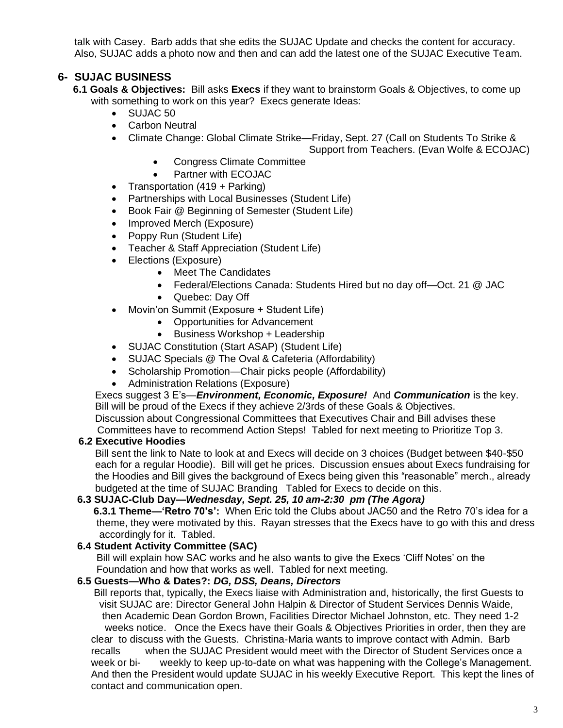talk with Casey. Barb adds that she edits the SUJAC Update and checks the content for accuracy. Also, SUJAC adds a photo now and then and can add the latest one of the SUJAC Executive Team.

## 6- SUJAC BUSINESS

**6.1 Goals & Objectives:** Bill asks **Execs** if they want to brainstorm Goals & Objectives, to come up with something to work on this year? Execs generate Ideas:

- SUJAC 50
- Carbon Neutral
- Climate Change: Global Climate Strike—Friday, Sept. 27 (Call on Students To Strike & Support from Teachers. (Evan Wolfe & ECOJAC)
    - Congress Climate Committee
    - Partner with ECOJAC
- Transportation (419 + Parking)
- Partnerships with Local Businesses (Student Life)
- Book Fair @ Beginning of Semester (Student Life)
- Improved Merch (Exposure)
- Poppy Run (Student Life)
- Teacher & Staff Appreciation (Student Life)
- Elections (Exposure)
    - Meet The Candidates
    - Federal/Elections Canada: Students Hired but no day off—Oct. 21 @ JAC
    - Quebec: Day Off
- Movin'on Summit (Exposure + Student Life)
    - Opportunities for Advancement
    - Business Workshop + Leadership
- SUJAC Constitution (Start ASAP) (Student Life)
- SUJAC Specials @ The Oval & Cafeteria (Affordability)
- Scholarship Promotion—Chair picks people (Affordability)
- Administration Relations (Exposure)

Execs suggest 3 E's—***Environment, Economic, Exposure!*** And ***Communication*** is the key. Bill will be proud of the Execs if they achieve 2/3rds of these Goals & Objectives. Discussion about Congressional Committees that Executives Chair and Bill advises these Committees have to recommend Action Steps! Tabled for next meeting to Prioritize Top 3.

**6.2 Executive Hoodies**

Bill sent the link to Nate to look at and Execs will decide on 3 choices (Budget between $40-$50 each for a regular Hoodie). Bill will get he prices. Discussion ensues about Execs fundraising for the Hoodies and Bill gives the background of Execs being given this "reasonable" merch., already budgeted at the time of SUJAC Branding Tabled for Execs to decide on this.

**6.3 SUJAC-Club Day—*Wednesday, Sept. 25, 10 am-2:30 pm (The Agora)***

**6.3.1 Theme—'Retro 70's':** When Eric told the Clubs about JAC50 and the Retro 70's idea for a theme, they were motivated by this. Rayan stresses that the Execs have to go with this and dress accordingly for it. Tabled.

**6.4 Student Activity Committee (SAC)**

Bill will explain how SAC works and he also wants to give the Execs 'Cliff Notes' on the Foundation and how that works as well. Tabled for next meeting.

**6.5 Guests—Who & Dates?: *DG, DSS, Deans, Directors***

Bill reports that, typically, the Execs liaise with Administration and, historically, the first Guests to visit SUJAC are: Director General John Halpin & Director of Student Services Dennis Waide, then Academic Dean Gordon Brown, Facilities Director Michael Johnston, etc. They need 1-2 weeks notice. Once the Execs have their Goals & Objectives Priorities in order, then they are clear to discuss with the Guests. Christina-Maria wants to improve contact with Admin. Barb recalls when the SUJAC President would meet with the Director of Student Services once a week or bi-weekly to keep up-to-date on what was happening with the College's Management. And then the President would update SUJAC in his weekly Executive Report. This kept the lines of contact and communication open.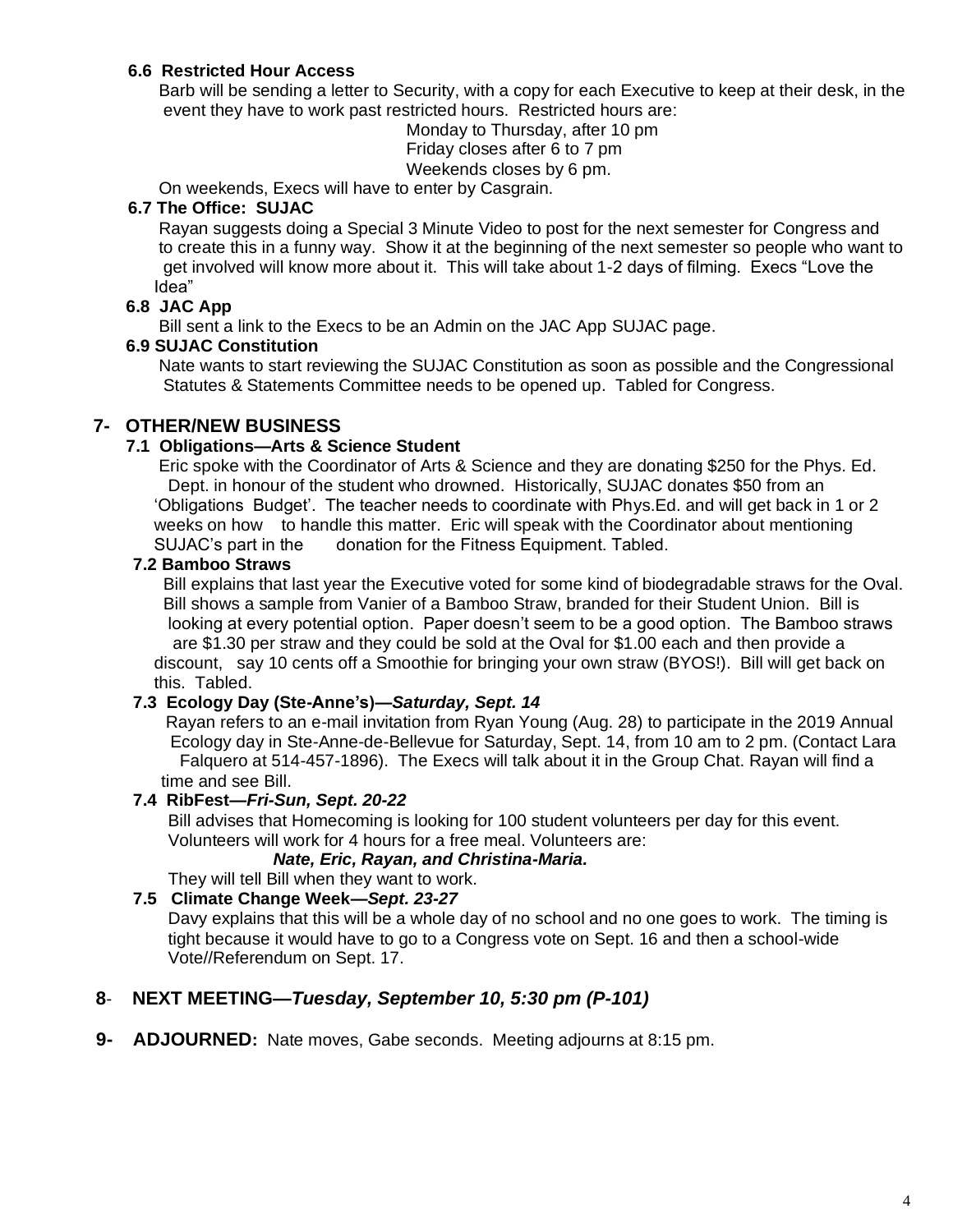#### 6.6 Restricted Hour Access

Barb will be sending a letter to Security, with a copy for each Executive to keep at their desk, in the event they have to work past restricted hours. Restricted hours are:

Monday to Thursday, after 10 pm
Friday closes after 6 to 7 pm
Weekends closes by 6 pm.

On weekends, Execs will have to enter by Casgrain.

#### 6.7 The Office: SUJAC

Rayan suggests doing a Special 3 Minute Video to post for the next semester for Congress and to create this in a funny way. Show it at the beginning of the next semester so people who want to get involved will know more about it. This will take about 1-2 days of filming. Execs "Love the Idea"

#### 6.8 JAC App

Bill sent a link to the Execs to be an Admin on the JAC App SUJAC page.

#### 6.9 SUJAC Constitution

Nate wants to start reviewing the SUJAC Constitution as soon as possible and the Congressional Statutes & Statements Committee needs to be opened up. Tabled for Congress.

## 7- OTHER/NEW BUSINESS

#### 7.1 Obligations—Arts & Science Student

Eric spoke with the Coordinator of Arts & Science and they are donating $250 for the Phys. Ed. Dept. in honour of the student who drowned. Historically, SUJAC donates $50 from an 'Obligations Budget'. The teacher needs to coordinate with Phys.Ed. and will get back in 1 or 2 weeks on how to handle this matter. Eric will speak with the Coordinator about mentioning SUJAC's part in the donation for the Fitness Equipment. Tabled.

#### 7.2 Bamboo Straws

Bill explains that last year the Executive voted for some kind of biodegradable straws for the Oval. Bill shows a sample from Vanier of a Bamboo Straw, branded for their Student Union. Bill is looking at every potential option. Paper doesn't seem to be a good option. The Bamboo straws are $1.30 per straw and they could be sold at the Oval for $1.00 each and then provide a discount, say 10 cents off a Smoothie for bringing your own straw (BYOS!). Bill will get back on this. Tabled.

#### 7.3 Ecology Day (Ste-Anne's)—*Saturday, Sept. 14*

Rayan refers to an e-mail invitation from Ryan Young (Aug. 28) to participate in the 2019 Annual Ecology day in Ste-Anne-de-Bellevue for Saturday, Sept. 14, from 10 am to 2 pm. (Contact Lara Falquero at 514-457-1896). The Execs will talk about it in the Group Chat. Rayan will find a time and see Bill.

#### 7.4 RibFest—*Fri-Sun, Sept. 20-22*

Bill advises that Homecoming is looking for 100 student volunteers per day for this event. Volunteers will work for 4 hours for a free meal. Volunteers are:

***Nate, Eric, Rayan, and Christina-Maria.***

They will tell Bill when they want to work.

#### 7.5 Climate Change Week—*Sept. 23-27*

Davy explains that this will be a whole day of no school and no one goes to work. The timing is tight because it would have to go to a Congress vote on Sept. 16 and then a school-wide Vote//Referendum on Sept. 17.

## 8- NEXT MEETING—*Tuesday, September 10, 5:30 pm (P-101)*

## 9- ADJOURNED: Nate moves, Gabe seconds. Meeting adjourns at 8:15 pm.